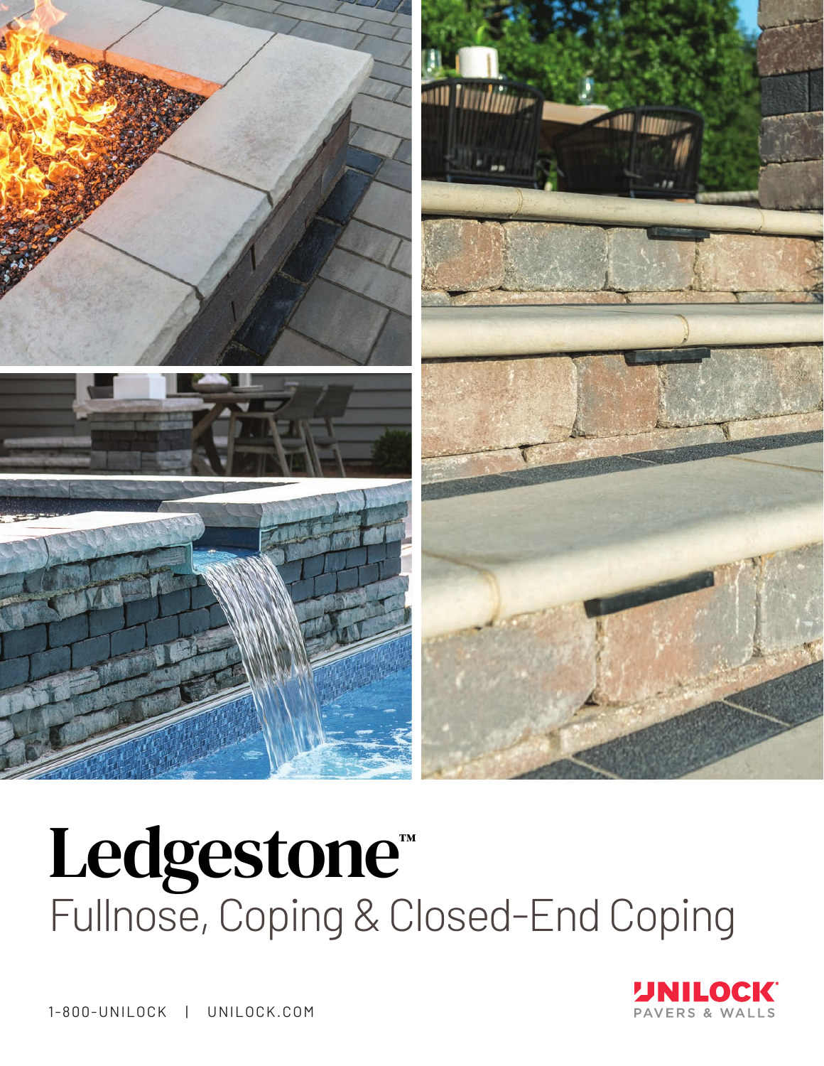# Ledgestone™

## Fullnose, Coping & Closed-End Coping

1-800-UNILOCK | UNILOCK.COM

UNILOCK® PAVERS & WALLS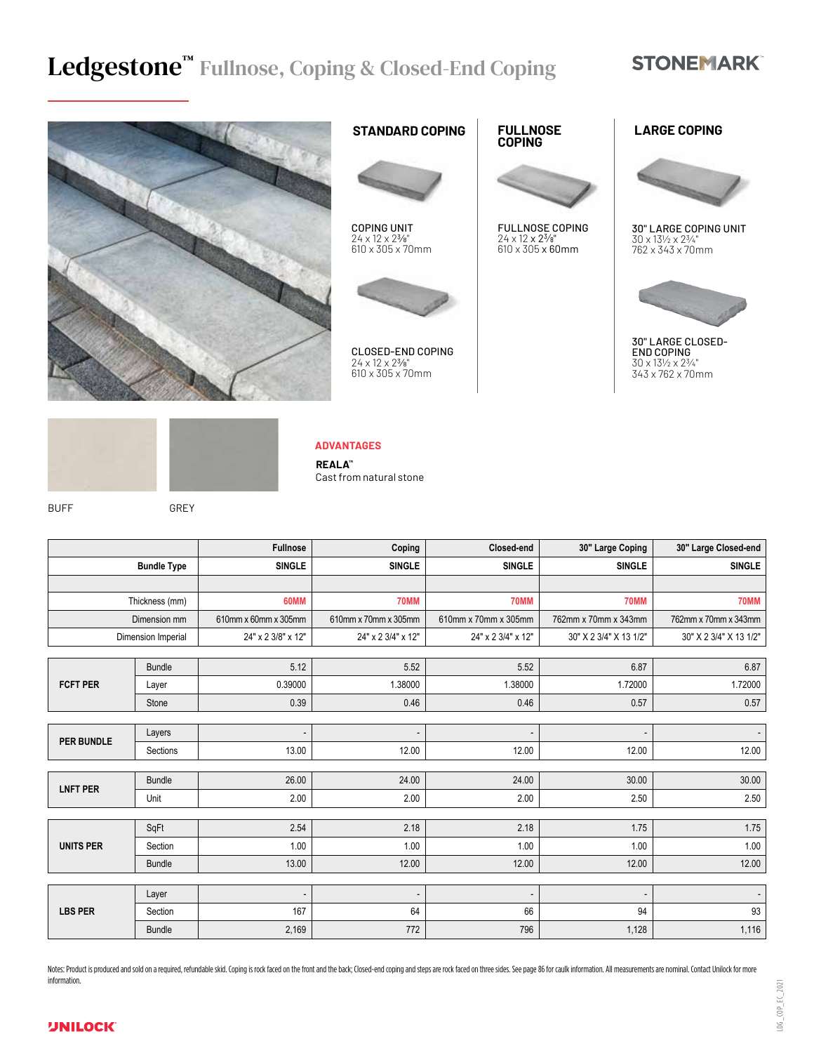# Ledgestone™ Fullnose, Coping & Closed-End Coping

STONEMARK™

### STANDARD COPING

COPING UNIT
24 x 12 x 2⅜"
610 x 305 x 70mm

CLOSED-END COPING
24 x 12 x 2⅜"
610 x 305 x 70mm

### FULLNOSE COPING

FULLNOSE COPING
24 x 12 x 2⅜"
610 x 305 x 60mm

### LARGE COPING

30" LARGE COPING UNIT
30 x 13½ x 2¾"
762 x 343 x 70mm

30" LARGE CLOSED-END COPING
30 x 13½ x 2¾"
343 x 762 x 70mm

BUFF

GREY

**ADVANTAGES**

**REALA™**
Cast from natural stone

| | | Fullnose | Coping | Closed-end | 30" Large Coping | 30" Large Closed-end |
|---|---|---|---|---|---|---|
| Bundle Type | | SINGLE | SINGLE | SINGLE | SINGLE | SINGLE |
| Thickness (mm) | | 60MM | 70MM | 70MM | 70MM | 70MM |
| Dimension mm | | 610mm x 60mm x 305mm | 610mm x 70mm x 305mm | 610mm x 70mm x 305mm | 762mm x 70mm x 343mm | 762mm x 70mm x 343mm |
| Dimension Imperial | | 24" x 2 3/8" x 12" | 24" x 2 3/4" x 12" | 24" x 2 3/4" x 12" | 30" X 2 3/4" X 13 1/2" | 30" X 2 3/4" X 13 1/2" |
| FCFT PER | Bundle | 5.12 | 5.52 | 5.52 | 6.87 | 6.87 |
| | Layer | 0.39000 | 1.38000 | 1.38000 | 1.72000 | 1.72000 |
| | Stone | 0.39 | 0.46 | 0.46 | 0.57 | 0.57 |
| PER BUNDLE | Layers | - | - | - | - | - |
| | Sections | 13.00 | 12.00 | 12.00 | 12.00 | 12.00 |
| LNFT PER | Bundle | 26.00 | 24.00 | 24.00 | 30.00 | 30.00 |
| | Unit | 2.00 | 2.00 | 2.00 | 2.50 | 2.50 |
| UNITS PER | SqFt | 2.54 | 2.18 | 2.18 | 1.75 | 1.75 |
| | Section | 1.00 | 1.00 | 1.00 | 1.00 | 1.00 |
| | Bundle | 13.00 | 12.00 | 12.00 | 12.00 | 12.00 |
| LBS PER | Layer | - | - | - | - | - |
| | Section | 167 | 64 | 66 | 94 | 93 |
| | Bundle | 2,169 | 772 | 796 | 1,128 | 1,116 |

Notes: Product is produced and sold on a required, refundable skid. Coping is rock faced on the front and the back; Closed-end coping and steps are rock faced on three sides. See page 86 for caulk information. All measurements are nominal. Contact Unilock for more information.

UNILOCK™